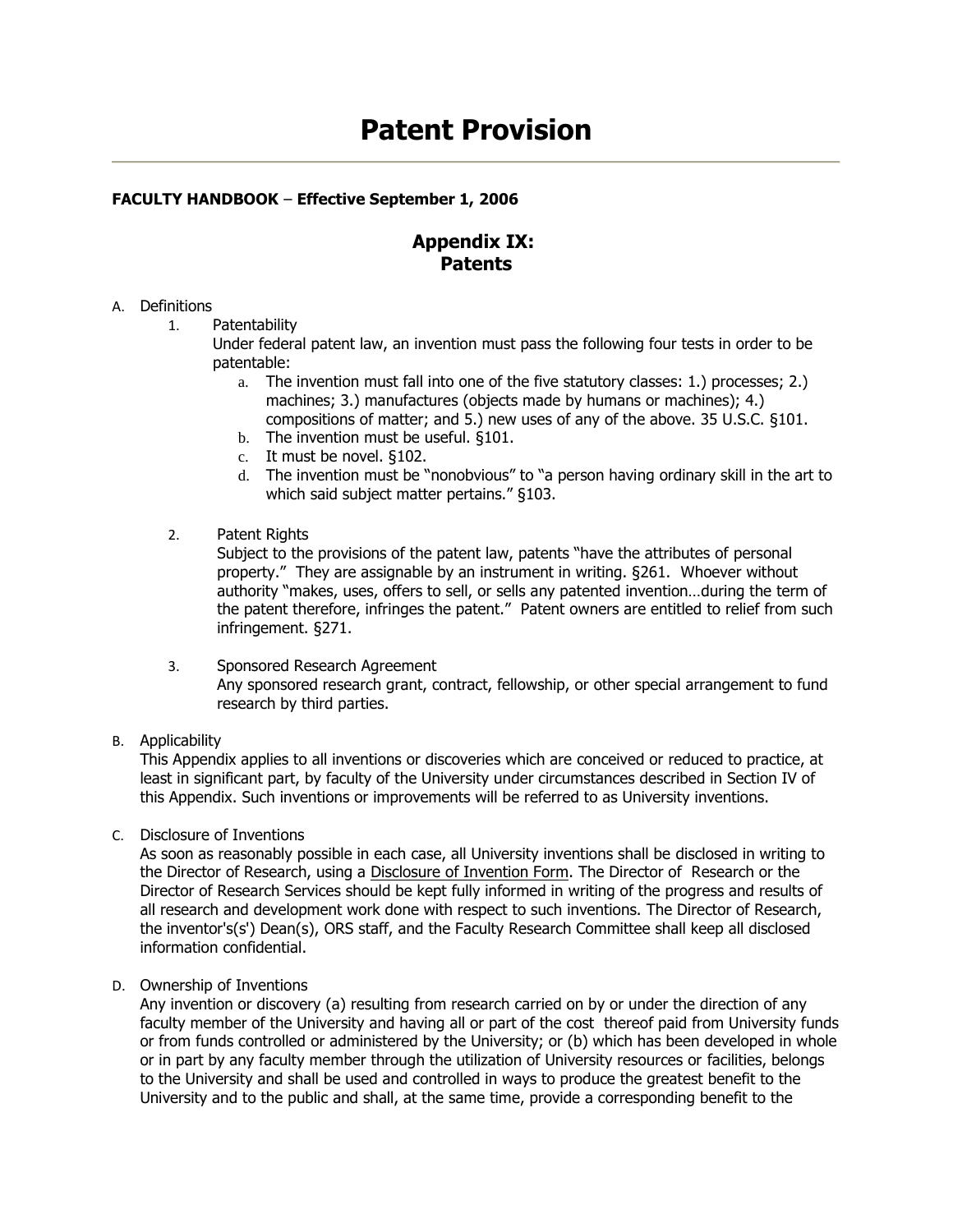# Patent Provision

**FACULTY HANDBOOK** – **Effective September 1, 2006**

## Appendix IX: Patents

A. Definitions

1. Patentability

   Under federal patent law, an invention must pass the following four tests in order to be patentable:

   a. The invention must fall into one of the five statutory classes: 1.) processes; 2.) machines; 3.) manufactures (objects made by humans or machines); 4.) compositions of matter; and 5.) new uses of any of the above. 35 U.S.C. §101.

   b. The invention must be useful. §101.

   c. It must be novel. §102.

   d. The invention must be "nonobvious" to "a person having ordinary skill in the art to which said subject matter pertains." §103.

2. Patent Rights

   Subject to the provisions of the patent law, patents "have the attributes of personal property." They are assignable by an instrument in writing. §261. Whoever without authority "makes, uses, offers to sell, or sells any patented invention…during the term of the patent therefore, infringes the patent." Patent owners are entitled to relief from such infringement. §271.

3. Sponsored Research Agreement

   Any sponsored research grant, contract, fellowship, or other special arrangement to fund research by third parties.

B. Applicability

This Appendix applies to all inventions or discoveries which are conceived or reduced to practice, at least in significant part, by faculty of the University under circumstances described in Section IV of this Appendix. Such inventions or improvements will be referred to as University inventions.

C. Disclosure of Inventions

As soon as reasonably possible in each case, all University inventions shall be disclosed in writing to the Director of Research, using a Disclosure of Invention Form. The Director of Research or the Director of Research Services should be kept fully informed in writing of the progress and results of all research and development work done with respect to such inventions. The Director of Research, the inventor's(s') Dean(s), ORS staff, and the Faculty Research Committee shall keep all disclosed information confidential.

D. Ownership of Inventions

Any invention or discovery (a) resulting from research carried on by or under the direction of any faculty member of the University and having all or part of the cost thereof paid from University funds or from funds controlled or administered by the University; or (b) which has been developed in whole or in part by any faculty member through the utilization of University resources or facilities, belongs to the University and shall be used and controlled in ways to produce the greatest benefit to the University and to the public and shall, at the same time, provide a corresponding benefit to the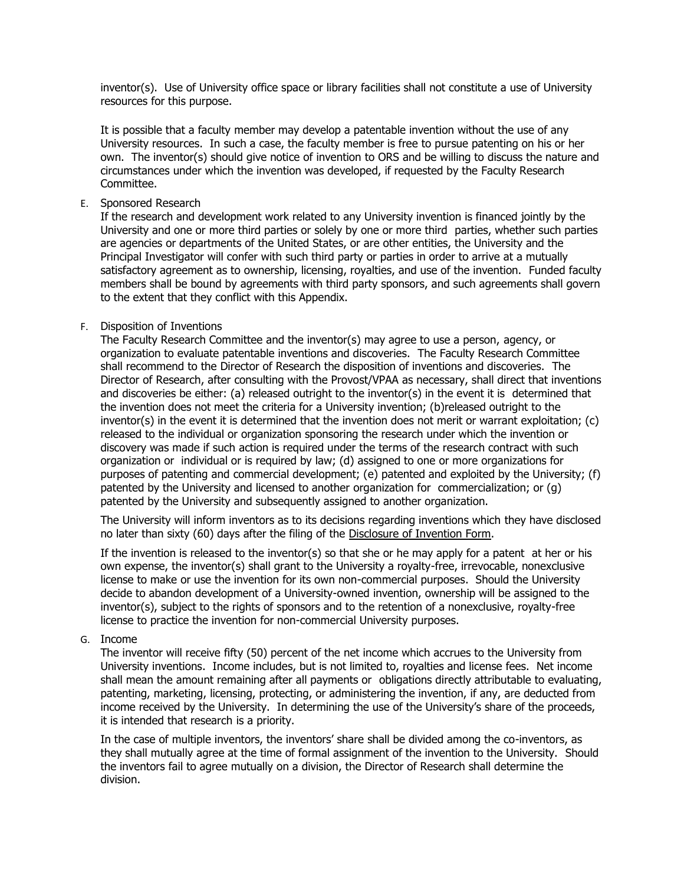inventor(s). Use of University office space or library facilities shall not constitute a use of University resources for this purpose.

It is possible that a faculty member may develop a patentable invention without the use of any University resources. In such a case, the faculty member is free to pursue patenting on his or her own. The inventor(s) should give notice of invention to ORS and be willing to discuss the nature and circumstances under which the invention was developed, if requested by the Faculty Research Committee.

E. Sponsored Research

If the research and development work related to any University invention is financed jointly by the University and one or more third parties or solely by one or more third parties, whether such parties are agencies or departments of the United States, or are other entities, the University and the Principal Investigator will confer with such third party or parties in order to arrive at a mutually satisfactory agreement as to ownership, licensing, royalties, and use of the invention. Funded faculty members shall be bound by agreements with third party sponsors, and such agreements shall govern to the extent that they conflict with this Appendix.

F. Disposition of Inventions

The Faculty Research Committee and the inventor(s) may agree to use a person, agency, or organization to evaluate patentable inventions and discoveries. The Faculty Research Committee shall recommend to the Director of Research the disposition of inventions and discoveries. The Director of Research, after consulting with the Provost/VPAA as necessary, shall direct that inventions and discoveries be either: (a) released outright to the inventor(s) in the event it is determined that the invention does not meet the criteria for a University invention; (b)released outright to the inventor(s) in the event it is determined that the invention does not merit or warrant exploitation; (c) released to the individual or organization sponsoring the research under which the invention or discovery was made if such action is required under the terms of the research contract with such organization or individual or is required by law; (d) assigned to one or more organizations for purposes of patenting and commercial development; (e) patented and exploited by the University; (f) patented by the University and licensed to another organization for commercialization; or (g) patented by the University and subsequently assigned to another organization.

The University will inform inventors as to its decisions regarding inventions which they have disclosed no later than sixty (60) days after the filing of the Disclosure of Invention Form.

If the invention is released to the inventor(s) so that she or he may apply for a patent at her or his own expense, the inventor(s) shall grant to the University a royalty-free, irrevocable, nonexclusive license to make or use the invention for its own non-commercial purposes. Should the University decide to abandon development of a University-owned invention, ownership will be assigned to the inventor(s), subject to the rights of sponsors and to the retention of a nonexclusive, royalty-free license to practice the invention for non-commercial University purposes.

G. Income

The inventor will receive fifty (50) percent of the net income which accrues to the University from University inventions. Income includes, but is not limited to, royalties and license fees. Net income shall mean the amount remaining after all payments or obligations directly attributable to evaluating, patenting, marketing, licensing, protecting, or administering the invention, if any, are deducted from income received by the University. In determining the use of the University's share of the proceeds, it is intended that research is a priority.

In the case of multiple inventors, the inventors' share shall be divided among the co-inventors, as they shall mutually agree at the time of formal assignment of the invention to the University. Should the inventors fail to agree mutually on a division, the Director of Research shall determine the division.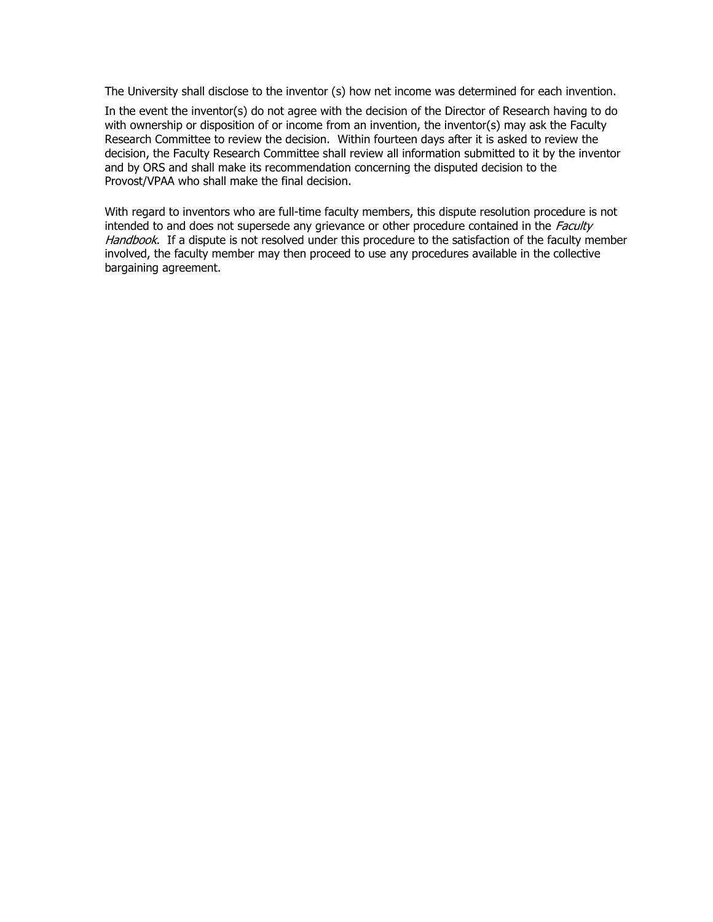The University shall disclose to the inventor (s) how net income was determined for each invention.

In the event the inventor(s) do not agree with the decision of the Director of Research having to do with ownership or disposition of or income from an invention, the inventor(s) may ask the Faculty Research Committee to review the decision. Within fourteen days after it is asked to review the decision, the Faculty Research Committee shall review all information submitted to it by the inventor and by ORS and shall make its recommendation concerning the disputed decision to the Provost/VPAA who shall make the final decision.

With regard to inventors who are full-time faculty members, this dispute resolution procedure is not intended to and does not supersede any grievance or other procedure contained in the *Faculty Handbook*. If a dispute is not resolved under this procedure to the satisfaction of the faculty member involved, the faculty member may then proceed to use any procedures available in the collective bargaining agreement.